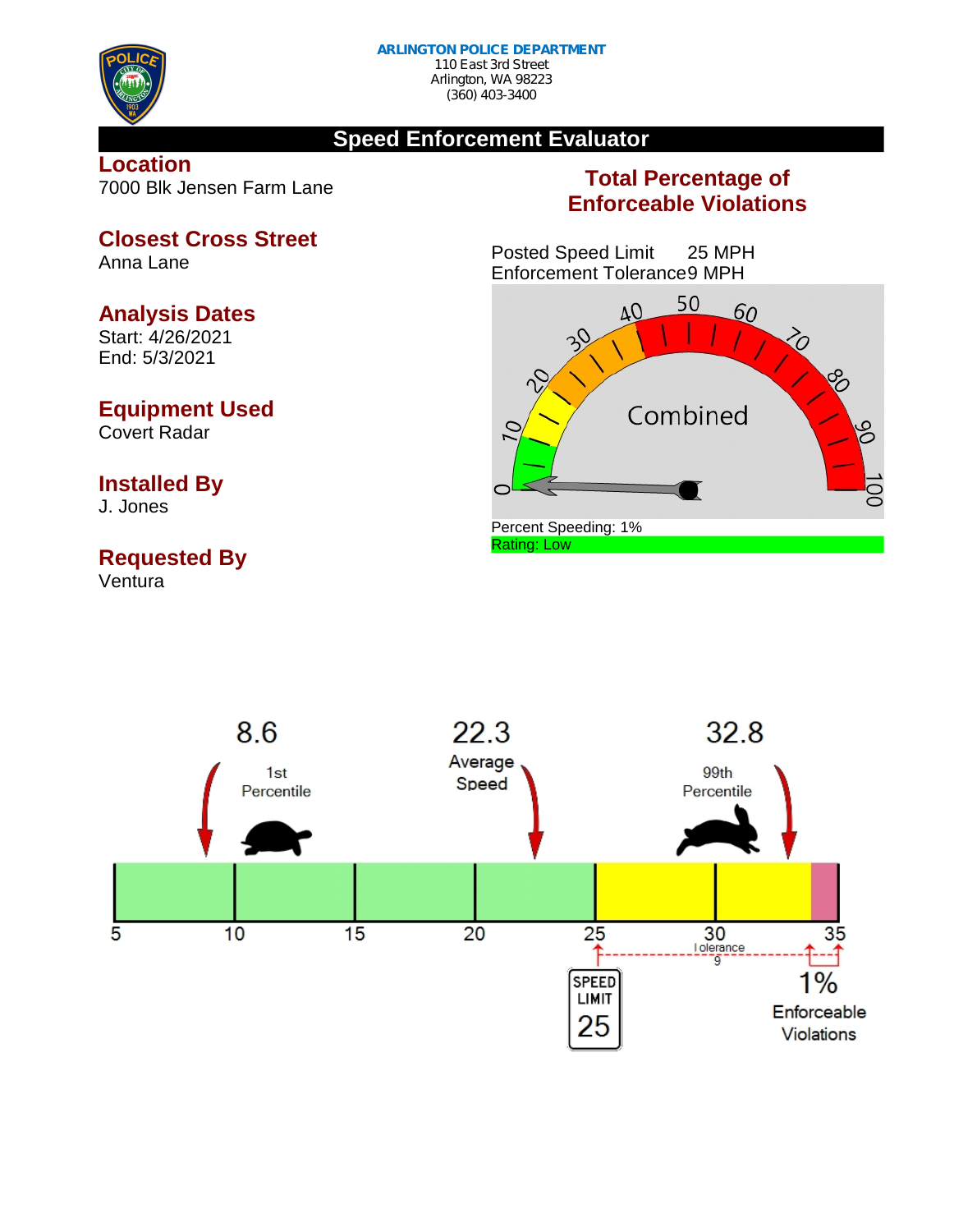**ARLINGTON POLICE DEPARTMENT**
110 East 3rd Street
Arlington, WA 98223
(360) 403-3400

# Speed Enforcement Evaluator

## Location
7000 Blk Jensen Farm Lane

## Closest Cross Street
Anna Lane

## Analysis Dates
Start: 4/26/2021
End: 5/3/2021

## Equipment Used
Covert Radar

## Installed By
J. Jones

## Requested By
Ventura

## Total Percentage of Enforceable Violations

Posted Speed Limit 25 MPH
Enforcement Tolerance 9 MPH

Combined

Percent Speeding: 1%
Rating: Low

8.6
1st Percentile

22.3
Average Speed

32.8
99th Percentile

5 10 15 20 25 30 35

Tolerance 9

SPEED LIMIT 25

1%
Enforceable Violations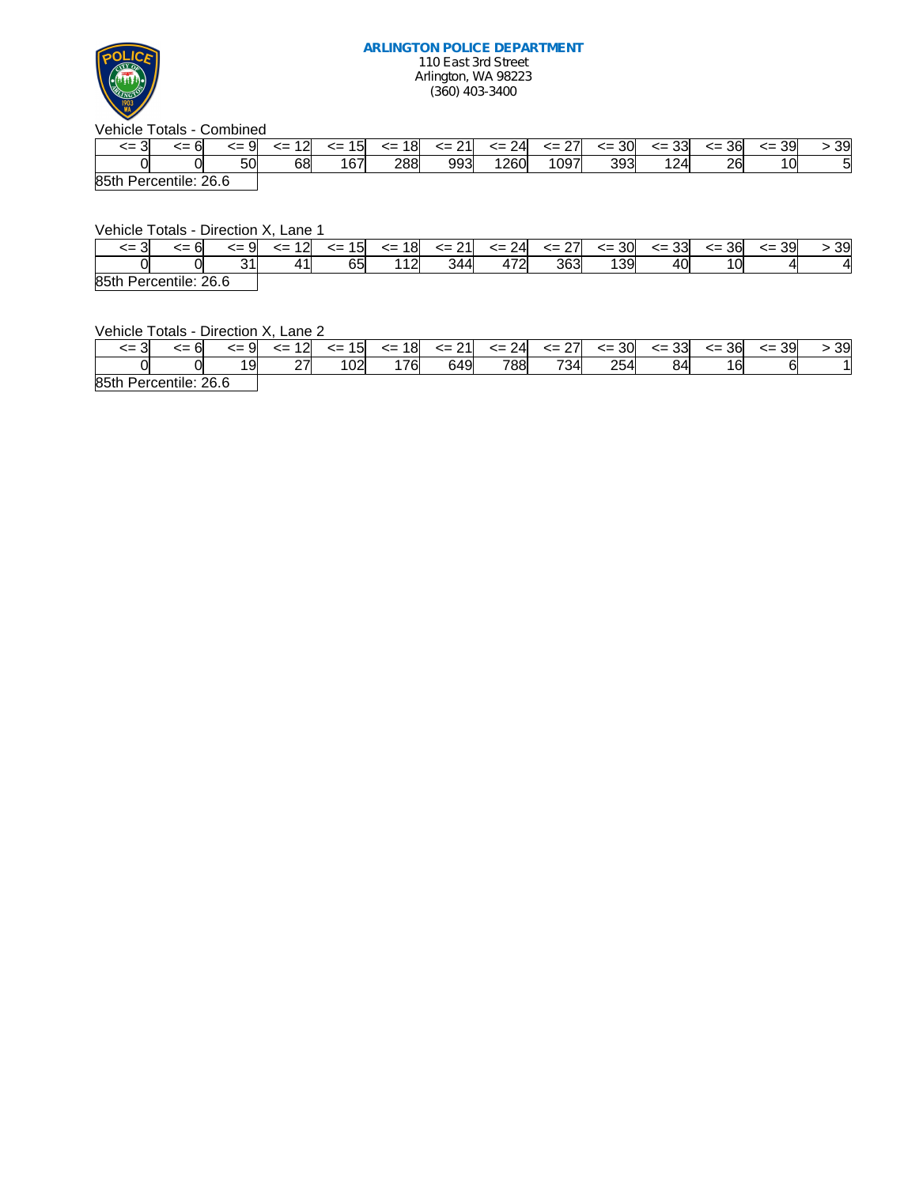**ARLINGTON POLICE DEPARTMENT**
110 East 3rd Street
Arlington, WA 98223
(360) 403-3400

Vehicle Totals - Combined

| <= 3 | <= 6 | <= 9 | <= 12 | <= 15 | <= 18 | <= 21 | <= 24 | <= 27 | <= 30 | <= 33 | <= 36 | <= 39 | > 39 |
|---|---|---|---|---|---|---|---|---|---|---|---|---|---|
| 0 | 0 | 50 | 68 | 167 | 288 | 993 | 1260 | 1097 | 393 | 124 | 26 | 10 | 5 |

85th Percentile: 26.6

Vehicle Totals - Direction X, Lane 1

| <= 3 | <= 6 | <= 9 | <= 12 | <= 15 | <= 18 | <= 21 | <= 24 | <= 27 | <= 30 | <= 33 | <= 36 | <= 39 | > 39 |
|---|---|---|---|---|---|---|---|---|---|---|---|---|---|
| 0 | 0 | 31 | 41 | 65 | 112 | 344 | 472 | 363 | 139 | 40 | 10 | 4 | 4 |

85th Percentile: 26.6

Vehicle Totals - Direction X, Lane 2

| <= 3 | <= 6 | <= 9 | <= 12 | <= 15 | <= 18 | <= 21 | <= 24 | <= 27 | <= 30 | <= 33 | <= 36 | <= 39 | > 39 |
|---|---|---|---|---|---|---|---|---|---|---|---|---|---|
| 0 | 0 | 19 | 27 | 102 | 176 | 649 | 788 | 734 | 254 | 84 | 16 | 6 | 1 |

85th Percentile: 26.6